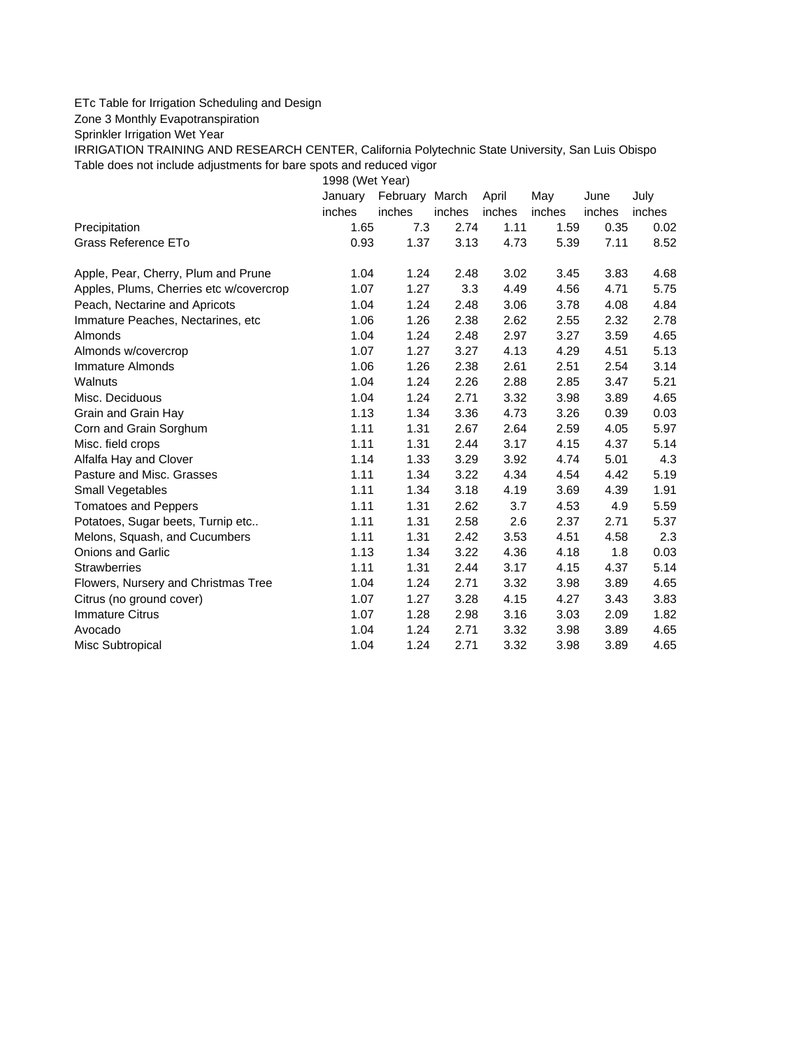ETc Table for Irrigation Scheduling and Design

Zone 3 Monthly Evapotranspiration

Sprinkler Irrigation Wet Year

IRRIGATION TRAINING AND RESEARCH CENTER, California Polytechnic State University, San Luis Obispo

Table does not include adjustments for bare spots and reduced vigor

| | 1998 (Wet Year) | | | | | | |
|---|---|---|---|---|---|---|---|
| | January | February | March | April | May | June | July |
| | inches | inches | inches | inches | inches | inches | inches |
| Precipitation | 1.65 | 7.3 | 2.74 | 1.11 | 1.59 | 0.35 | 0.02 |
| Grass Reference ETo | 0.93 | 1.37 | 3.13 | 4.73 | 5.39 | 7.11 | 8.52 |
| | | | | | | | |
| Apple, Pear, Cherry, Plum and Prune | 1.04 | 1.24 | 2.48 | 3.02 | 3.45 | 3.83 | 4.68 |
| Apples, Plums, Cherries etc w/covercrop | 1.07 | 1.27 | 3.3 | 4.49 | 4.56 | 4.71 | 5.75 |
| Peach, Nectarine and Apricots | 1.04 | 1.24 | 2.48 | 3.06 | 3.78 | 4.08 | 4.84 |
| Immature Peaches, Nectarines, etc | 1.06 | 1.26 | 2.38 | 2.62 | 2.55 | 2.32 | 2.78 |
| Almonds | 1.04 | 1.24 | 2.48 | 2.97 | 3.27 | 3.59 | 4.65 |
| Almonds w/covercrop | 1.07 | 1.27 | 3.27 | 4.13 | 4.29 | 4.51 | 5.13 |
| Immature Almonds | 1.06 | 1.26 | 2.38 | 2.61 | 2.51 | 2.54 | 3.14 |
| Walnuts | 1.04 | 1.24 | 2.26 | 2.88 | 2.85 | 3.47 | 5.21 |
| Misc. Deciduous | 1.04 | 1.24 | 2.71 | 3.32 | 3.98 | 3.89 | 4.65 |
| Grain and Grain Hay | 1.13 | 1.34 | 3.36 | 4.73 | 3.26 | 0.39 | 0.03 |
| Corn and Grain Sorghum | 1.11 | 1.31 | 2.67 | 2.64 | 2.59 | 4.05 | 5.97 |
| Misc. field crops | 1.11 | 1.31 | 2.44 | 3.17 | 4.15 | 4.37 | 5.14 |
| Alfalfa Hay and Clover | 1.14 | 1.33 | 3.29 | 3.92 | 4.74 | 5.01 | 4.3 |
| Pasture and Misc. Grasses | 1.11 | 1.34 | 3.22 | 4.34 | 4.54 | 4.42 | 5.19 |
| Small Vegetables | 1.11 | 1.34 | 3.18 | 4.19 | 3.69 | 4.39 | 1.91 |
| Tomatoes and Peppers | 1.11 | 1.31 | 2.62 | 3.7 | 4.53 | 4.9 | 5.59 |
| Potatoes, Sugar beets, Turnip etc.. | 1.11 | 1.31 | 2.58 | 2.6 | 2.37 | 2.71 | 5.37 |
| Melons, Squash, and Cucumbers | 1.11 | 1.31 | 2.42 | 3.53 | 4.51 | 4.58 | 2.3 |
| Onions and Garlic | 1.13 | 1.34 | 3.22 | 4.36 | 4.18 | 1.8 | 0.03 |
| Strawberries | 1.11 | 1.31 | 2.44 | 3.17 | 4.15 | 4.37 | 5.14 |
| Flowers, Nursery and Christmas Tree | 1.04 | 1.24 | 2.71 | 3.32 | 3.98 | 3.89 | 4.65 |
| Citrus (no ground cover) | 1.07 | 1.27 | 3.28 | 4.15 | 4.27 | 3.43 | 3.83 |
| Immature Citrus | 1.07 | 1.28 | 2.98 | 3.16 | 3.03 | 2.09 | 1.82 |
| Avocado | 1.04 | 1.24 | 2.71 | 3.32 | 3.98 | 3.89 | 4.65 |
| Misc Subtropical | 1.04 | 1.24 | 2.71 | 3.32 | 3.98 | 3.89 | 4.65 |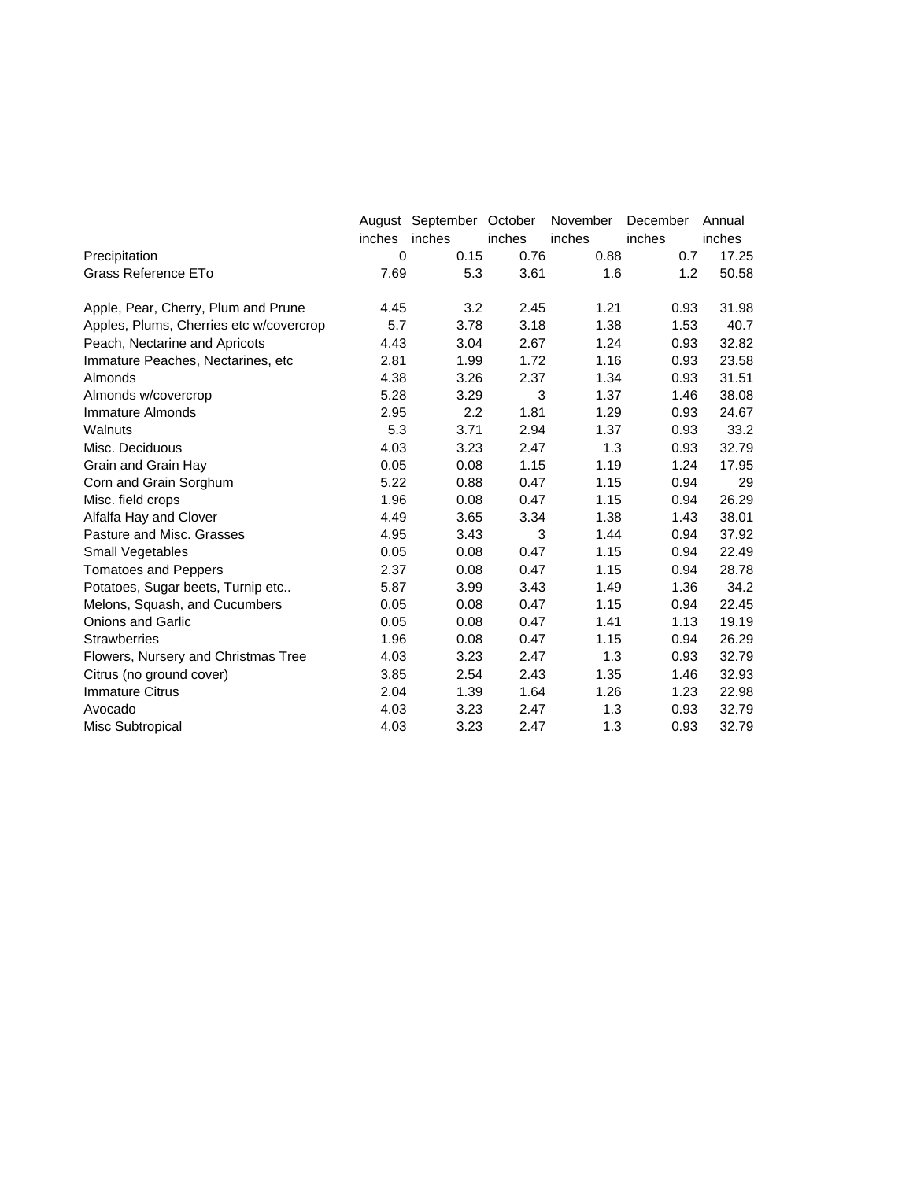| | August inches | September inches | October inches | November inches | December inches | Annual inches |
|---|---|---|---|---|---|---|
| Precipitation | 0 | 0.15 | 0.76 | 0.88 | 0.7 | 17.25 |
| Grass Reference ETo | 7.69 | 5.3 | 3.61 | 1.6 | 1.2 | 50.58 |
| | | | | | | |
| Apple, Pear, Cherry, Plum and Prune | 4.45 | 3.2 | 2.45 | 1.21 | 0.93 | 31.98 |
| Apples, Plums, Cherries etc w/covercrop | 5.7 | 3.78 | 3.18 | 1.38 | 1.53 | 40.7 |
| Peach, Nectarine and Apricots | 4.43 | 3.04 | 2.67 | 1.24 | 0.93 | 32.82 |
| Immature Peaches, Nectarines, etc | 2.81 | 1.99 | 1.72 | 1.16 | 0.93 | 23.58 |
| Almonds | 4.38 | 3.26 | 2.37 | 1.34 | 0.93 | 31.51 |
| Almonds w/covercrop | 5.28 | 3.29 | 3 | 1.37 | 1.46 | 38.08 |
| Immature Almonds | 2.95 | 2.2 | 1.81 | 1.29 | 0.93 | 24.67 |
| Walnuts | 5.3 | 3.71 | 2.94 | 1.37 | 0.93 | 33.2 |
| Misc. Deciduous | 4.03 | 3.23 | 2.47 | 1.3 | 0.93 | 32.79 |
| Grain and Grain Hay | 0.05 | 0.08 | 1.15 | 1.19 | 1.24 | 17.95 |
| Corn and Grain Sorghum | 5.22 | 0.88 | 0.47 | 1.15 | 0.94 | 29 |
| Misc. field crops | 1.96 | 0.08 | 0.47 | 1.15 | 0.94 | 26.29 |
| Alfalfa Hay and Clover | 4.49 | 3.65 | 3.34 | 1.38 | 1.43 | 38.01 |
| Pasture and Misc. Grasses | 4.95 | 3.43 | 3 | 1.44 | 0.94 | 37.92 |
| Small Vegetables | 0.05 | 0.08 | 0.47 | 1.15 | 0.94 | 22.49 |
| Tomatoes and Peppers | 2.37 | 0.08 | 0.47 | 1.15 | 0.94 | 28.78 |
| Potatoes, Sugar beets, Turnip etc.. | 5.87 | 3.99 | 3.43 | 1.49 | 1.36 | 34.2 |
| Melons, Squash, and Cucumbers | 0.05 | 0.08 | 0.47 | 1.15 | 0.94 | 22.45 |
| Onions and Garlic | 0.05 | 0.08 | 0.47 | 1.41 | 1.13 | 19.19 |
| Strawberries | 1.96 | 0.08 | 0.47 | 1.15 | 0.94 | 26.29 |
| Flowers, Nursery and Christmas Tree | 4.03 | 3.23 | 2.47 | 1.3 | 0.93 | 32.79 |
| Citrus (no ground cover) | 3.85 | 2.54 | 2.43 | 1.35 | 1.46 | 32.93 |
| Immature Citrus | 2.04 | 1.39 | 1.64 | 1.26 | 1.23 | 22.98 |
| Avocado | 4.03 | 3.23 | 2.47 | 1.3 | 0.93 | 32.79 |
| Misc Subtropical | 4.03 | 3.23 | 2.47 | 1.3 | 0.93 | 32.79 |